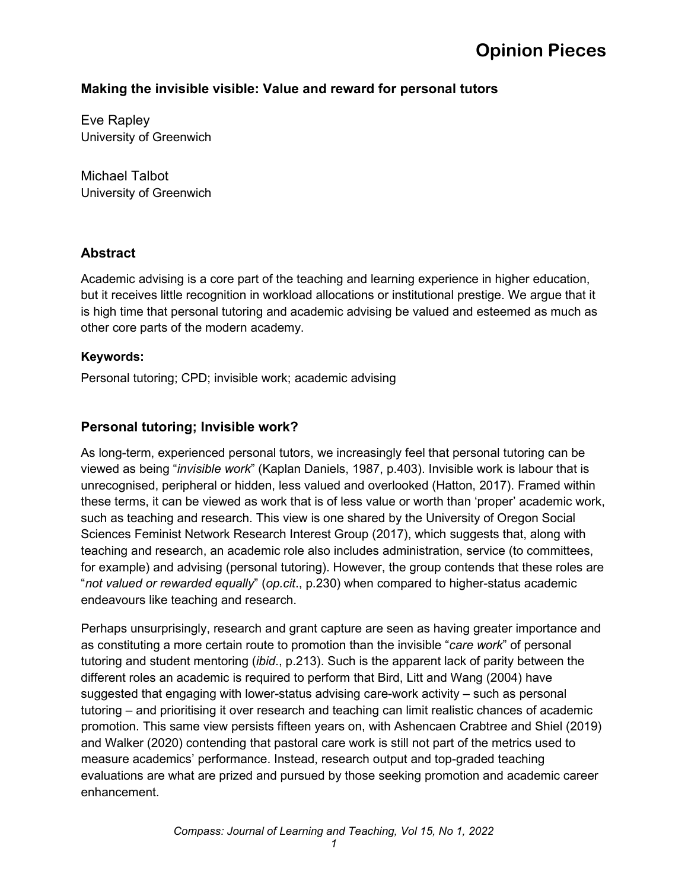# Making the invisible visible: Value and reward for personal tutors

Eve Rapley
University of Greenwich

Michael Talbot
University of Greenwich

## Abstract

Academic advising is a core part of the teaching and learning experience in higher education, but it receives little recognition in workload allocations or institutional prestige. We argue that it is high time that personal tutoring and academic advising be valued and esteemed as much as other core parts of the modern academy.

**Keywords:**

Personal tutoring; CPD; invisible work; academic advising

## Personal tutoring; Invisible work?

As long-term, experienced personal tutors, we increasingly feel that personal tutoring can be viewed as being "*invisible work*" (Kaplan Daniels, 1987, p.403). Invisible work is labour that is unrecognised, peripheral or hidden, less valued and overlooked (Hatton, 2017). Framed within these terms, it can be viewed as work that is of less value or worth than 'proper' academic work, such as teaching and research. This view is one shared by the University of Oregon Social Sciences Feminist Network Research Interest Group (2017), which suggests that, along with teaching and research, an academic role also includes administration, service (to committees, for example) and advising (personal tutoring). However, the group contends that these roles are "*not valued or rewarded equally*" (*op.cit*., p.230) when compared to higher-status academic endeavours like teaching and research.

Perhaps unsurprisingly, research and grant capture are seen as having greater importance and as constituting a more certain route to promotion than the invisible "*care work*" of personal tutoring and student mentoring (*ibid*., p.213). Such is the apparent lack of parity between the different roles an academic is required to perform that Bird, Litt and Wang (2004) have suggested that engaging with lower-status advising care-work activity – such as personal tutoring – and prioritising it over research and teaching can limit realistic chances of academic promotion. This same view persists fifteen years on, with Ashencaen Crabtree and Shiel (2019) and Walker (2020) contending that pastoral care work is still not part of the metrics used to measure academics' performance. Instead, research output and top-graded teaching evaluations are what are prized and pursued by those seeking promotion and academic career enhancement.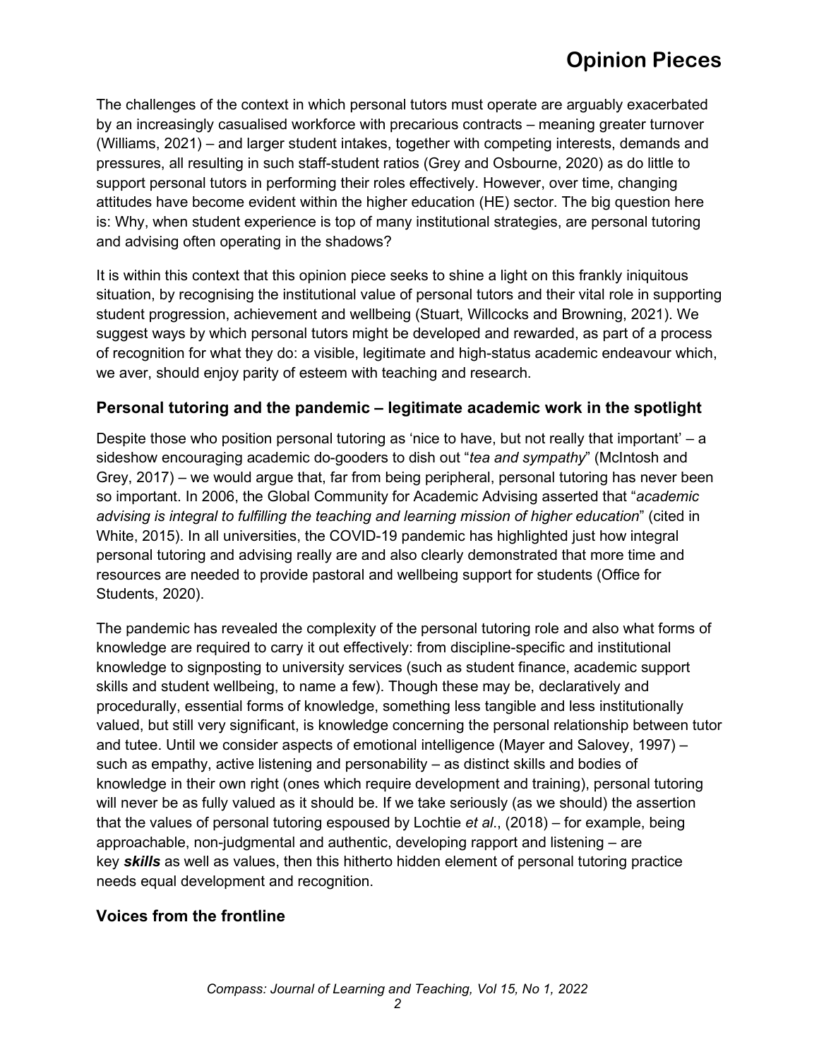The challenges of the context in which personal tutors must operate are arguably exacerbated by an increasingly casualised workforce with precarious contracts – meaning greater turnover (Williams, 2021) – and larger student intakes, together with competing interests, demands and pressures, all resulting in such staff-student ratios (Grey and Osbourne, 2020) as do little to support personal tutors in performing their roles effectively. However, over time, changing attitudes have become evident within the higher education (HE) sector. The big question here is: Why, when student experience is top of many institutional strategies, are personal tutoring and advising often operating in the shadows?

It is within this context that this opinion piece seeks to shine a light on this frankly iniquitous situation, by recognising the institutional value of personal tutors and their vital role in supporting student progression, achievement and wellbeing (Stuart, Willcocks and Browning, 2021). We suggest ways by which personal tutors might be developed and rewarded, as part of a process of recognition for what they do: a visible, legitimate and high-status academic endeavour which, we aver, should enjoy parity of esteem with teaching and research.

## Personal tutoring and the pandemic – legitimate academic work in the spotlight

Despite those who position personal tutoring as 'nice to have, but not really that important' – a sideshow encouraging academic do-gooders to dish out "*tea and sympathy*" (McIntosh and Grey, 2017) – we would argue that, far from being peripheral, personal tutoring has never been so important. In 2006, the Global Community for Academic Advising asserted that "*academic advising is integral to fulfilling the teaching and learning mission of higher education*" (cited in White, 2015). In all universities, the COVID-19 pandemic has highlighted just how integral personal tutoring and advising really are and also clearly demonstrated that more time and resources are needed to provide pastoral and wellbeing support for students (Office for Students, 2020).

The pandemic has revealed the complexity of the personal tutoring role and also what forms of knowledge are required to carry it out effectively: from discipline-specific and institutional knowledge to signposting to university services (such as student finance, academic support skills and student wellbeing, to name a few). Though these may be, declaratively and procedurally, essential forms of knowledge, something less tangible and less institutionally valued, but still very significant, is knowledge concerning the personal relationship between tutor and tutee. Until we consider aspects of emotional intelligence (Mayer and Salovey, 1997) – such as empathy, active listening and personability – as distinct skills and bodies of knowledge in their own right (ones which require development and training), personal tutoring will never be as fully valued as it should be. If we take seriously (as we should) the assertion that the values of personal tutoring espoused by Lochtie *et al*., (2018) – for example, being approachable, non-judgmental and authentic, developing rapport and listening – are key ***skills*** as well as values, then this hitherto hidden element of personal tutoring practice needs equal development and recognition.

## Voices from the frontline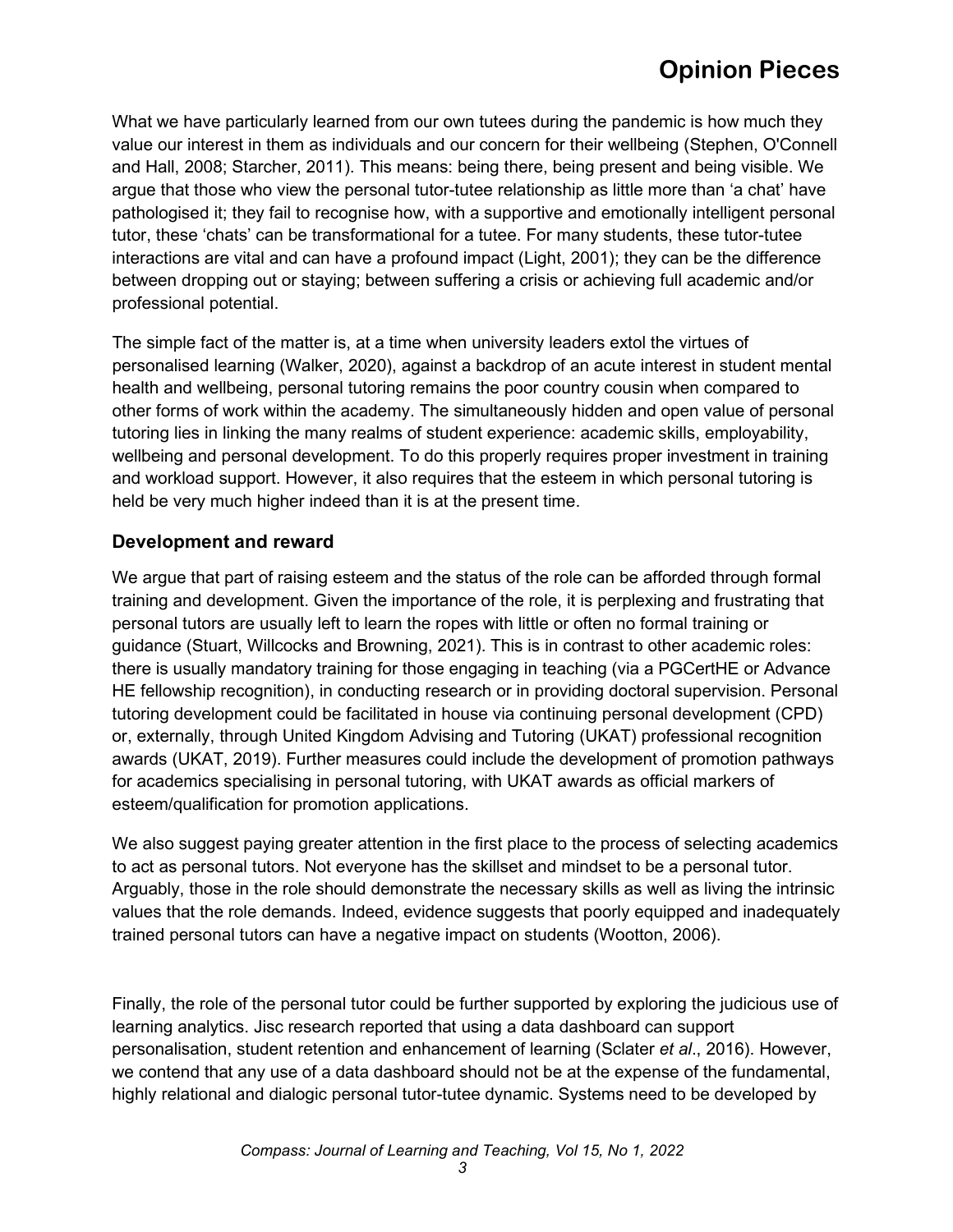What we have particularly learned from our own tutees during the pandemic is how much they value our interest in them as individuals and our concern for their wellbeing (Stephen, O'Connell and Hall, 2008; Starcher, 2011). This means: being there, being present and being visible. We argue that those who view the personal tutor-tutee relationship as little more than 'a chat' have pathologised it; they fail to recognise how, with a supportive and emotionally intelligent personal tutor, these 'chats' can be transformational for a tutee. For many students, these tutor-tutee interactions are vital and can have a profound impact (Light, 2001); they can be the difference between dropping out or staying; between suffering a crisis or achieving full academic and/or professional potential.

The simple fact of the matter is, at a time when university leaders extol the virtues of personalised learning (Walker, 2020), against a backdrop of an acute interest in student mental health and wellbeing, personal tutoring remains the poor country cousin when compared to other forms of work within the academy. The simultaneously hidden and open value of personal tutoring lies in linking the many realms of student experience: academic skills, employability, wellbeing and personal development. To do this properly requires proper investment in training and workload support. However, it also requires that the esteem in which personal tutoring is held be very much higher indeed than it is at the present time.

## Development and reward

We argue that part of raising esteem and the status of the role can be afforded through formal training and development. Given the importance of the role, it is perplexing and frustrating that personal tutors are usually left to learn the ropes with little or often no formal training or guidance (Stuart, Willcocks and Browning, 2021). This is in contrast to other academic roles: there is usually mandatory training for those engaging in teaching (via a PGCertHE or Advance HE fellowship recognition), in conducting research or in providing doctoral supervision. Personal tutoring development could be facilitated in house via continuing personal development (CPD) or, externally, through United Kingdom Advising and Tutoring (UKAT) professional recognition awards (UKAT, 2019). Further measures could include the development of promotion pathways for academics specialising in personal tutoring, with UKAT awards as official markers of esteem/qualification for promotion applications.

We also suggest paying greater attention in the first place to the process of selecting academics to act as personal tutors. Not everyone has the skillset and mindset to be a personal tutor. Arguably, those in the role should demonstrate the necessary skills as well as living the intrinsic values that the role demands. Indeed, evidence suggests that poorly equipped and inadequately trained personal tutors can have a negative impact on students (Wootton, 2006).

Finally, the role of the personal tutor could be further supported by exploring the judicious use of learning analytics. Jisc research reported that using a data dashboard can support personalisation, student retention and enhancement of learning (Sclater *et al*., 2016). However, we contend that any use of a data dashboard should not be at the expense of the fundamental, highly relational and dialogic personal tutor-tutee dynamic. Systems need to be developed by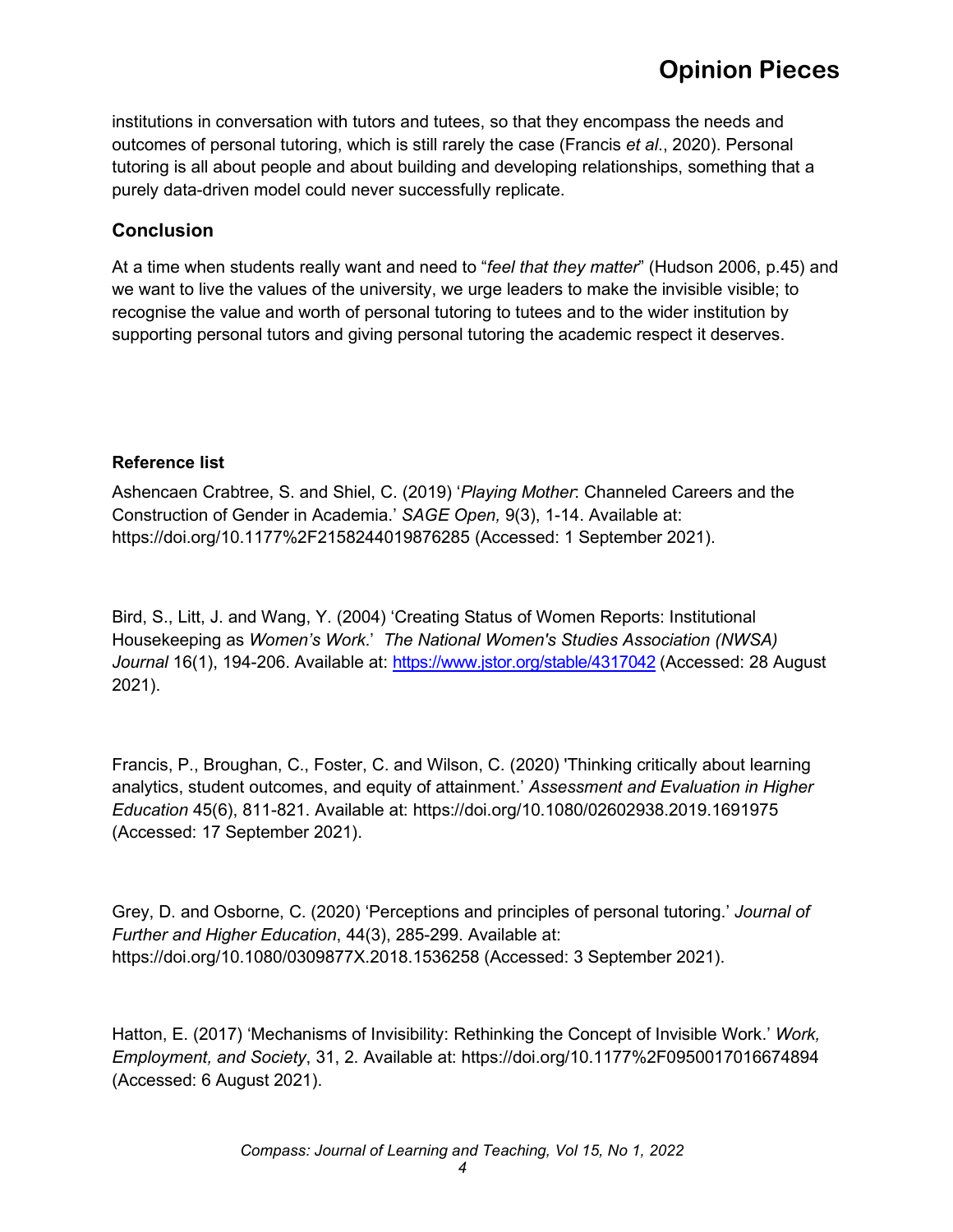institutions in conversation with tutors and tutees, so that they encompass the needs and outcomes of personal tutoring, which is still rarely the case (Francis *et al*., 2020). Personal tutoring is all about people and about building and developing relationships, something that a purely data-driven model could never successfully replicate.

## Conclusion

At a time when students really want and need to "*feel that they matter*" (Hudson 2006, p.45) and we want to live the values of the university, we urge leaders to make the invisible visible; to recognise the value and worth of personal tutoring to tutees and to the wider institution by supporting personal tutors and giving personal tutoring the academic respect it deserves.

### Reference list

Ashencaen Crabtree, S. and Shiel, C. (2019) '*Playing Mother*: Channeled Careers and the Construction of Gender in Academia.' *SAGE Open,* 9(3), 1-14. Available at: https://doi.org/10.1177%2F2158244019876285 (Accessed: 1 September 2021).

Bird, S., Litt, J. and Wang, Y. (2004) 'Creating Status of Women Reports: Institutional Housekeeping as *Women's Work*.' *The National Women's Studies Association (NWSA) Journal* 16(1), 194-206. Available at: https://www.jstor.org/stable/4317042 (Accessed: 28 August 2021).

Francis, P., Broughan, C., Foster, C. and Wilson, C. (2020) 'Thinking critically about learning analytics, student outcomes, and equity of attainment.' *Assessment and Evaluation in Higher Education* 45(6), 811-821. Available at: https://doi.org/10.1080/02602938.2019.1691975 (Accessed: 17 September 2021).

Grey, D. and Osborne, C. (2020) 'Perceptions and principles of personal tutoring.' *Journal of Further and Higher Education*, 44(3), 285-299. Available at: https://doi.org/10.1080/0309877X.2018.1536258 (Accessed: 3 September 2021).

Hatton, E. (2017) 'Mechanisms of Invisibility: Rethinking the Concept of Invisible Work.' *Work, Employment, and Society*, 31, 2. Available at: https://doi.org/10.1177%2F0950017016674894 (Accessed: 6 August 2021).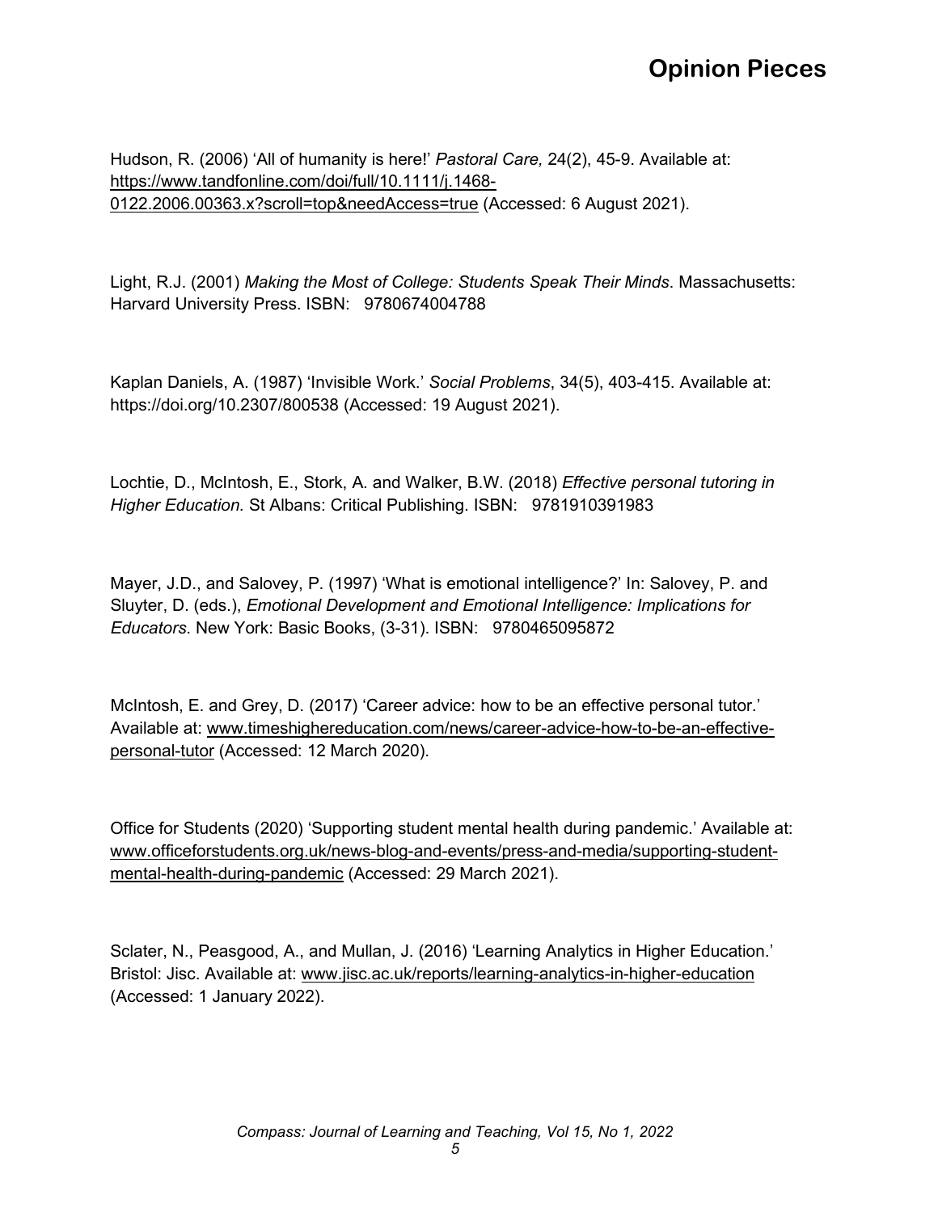Hudson, R. (2006) 'All of humanity is here!' *Pastoral Care,* 24(2), 45-9. Available at: https://www.tandfonline.com/doi/full/10.1111/j.1468-0122.2006.00363.x?scroll=top&needAccess=true (Accessed: 6 August 2021).

Light, R.J. (2001) *Making the Most of College: Students Speak Their Minds*. Massachusetts: Harvard University Press. ISBN: 9780674004788

Kaplan Daniels, A. (1987) 'Invisible Work.' *Social Problems*, 34(5), 403-415. Available at: https://doi.org/10.2307/800538 (Accessed: 19 August 2021).

Lochtie, D., McIntosh, E., Stork, A. and Walker, B.W. (2018) *Effective personal tutoring in Higher Education.* St Albans: Critical Publishing. ISBN: 9781910391983

Mayer, J.D., and Salovey, P. (1997) 'What is emotional intelligence?' In: Salovey, P. and Sluyter, D. (eds.), *Emotional Development and Emotional Intelligence: Implications for Educators*. New York: Basic Books, (3-31). ISBN: 9780465095872

McIntosh, E. and Grey, D. (2017) 'Career advice: how to be an effective personal tutor.' Available at: www.timeshighereducation.com/news/career-advice-how-to-be-an-effective-personal-tutor (Accessed: 12 March 2020).

Office for Students (2020) 'Supporting student mental health during pandemic.' Available at: www.officeforstudents.org.uk/news-blog-and-events/press-and-media/supporting-student-mental-health-during-pandemic (Accessed: 29 March 2021).

Sclater, N., Peasgood, A., and Mullan, J. (2016) 'Learning Analytics in Higher Education.' Bristol: Jisc. Available at: www.jisc.ac.uk/reports/learning-analytics-in-higher-education (Accessed: 1 January 2022).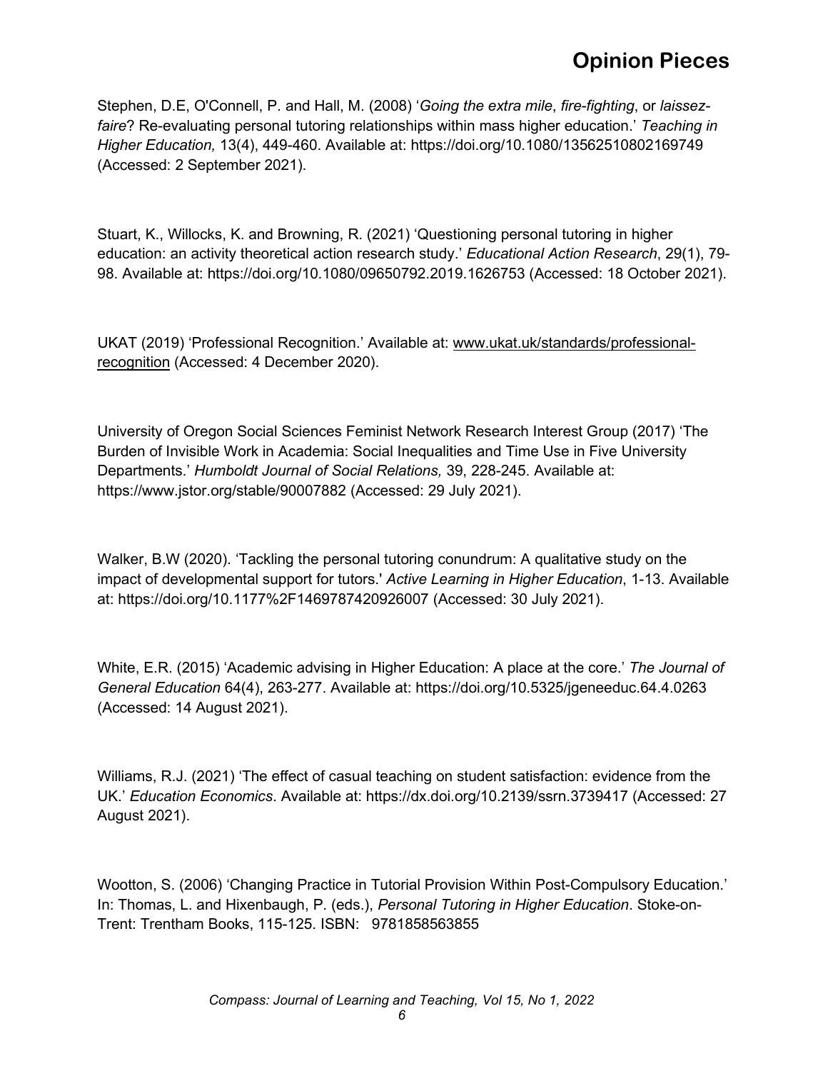Stephen, D.E, O'Connell, P. and Hall, M. (2008) '*Going the extra mile*, *fire-fighting*, or *laissez-faire*? Re-evaluating personal tutoring relationships within mass higher education.' *Teaching in Higher Education,* 13(4), 449-460. Available at: https://doi.org/10.1080/13562510802169749 (Accessed: 2 September 2021).

Stuart, K., Willocks, K. and Browning, R. (2021) 'Questioning personal tutoring in higher education: an activity theoretical action research study.' *Educational Action Research*, 29(1), 79-98. Available at: https://doi.org/10.1080/09650792.2019.1626753 (Accessed: 18 October 2021).

UKAT (2019) 'Professional Recognition.' Available at: www.ukat.uk/standards/professional-recognition (Accessed: 4 December 2020).

University of Oregon Social Sciences Feminist Network Research Interest Group (2017) 'The Burden of Invisible Work in Academia: Social Inequalities and Time Use in Five University Departments.' *Humboldt Journal of Social Relations,* 39, 228-245. Available at: https://www.jstor.org/stable/90007882 (Accessed: 29 July 2021).

Walker, B.W (2020). 'Tackling the personal tutoring conundrum: A qualitative study on the impact of developmental support for tutors.' *Active Learning in Higher Education*, 1-13. Available at: https://doi.org/10.1177%2F1469787420926007 (Accessed: 30 July 2021).

White, E.R. (2015) 'Academic advising in Higher Education: A place at the core.' *The Journal of General Education* 64(4), 263-277. Available at: https://doi.org/10.5325/jgeneeduc.64.4.0263 (Accessed: 14 August 2021).

Williams, R.J. (2021) 'The effect of casual teaching on student satisfaction: evidence from the UK.' *Education Economics*. Available at: https://dx.doi.org/10.2139/ssrn.3739417 (Accessed: 27 August 2021).

Wootton, S. (2006) 'Changing Practice in Tutorial Provision Within Post-Compulsory Education.' In: Thomas, L. and Hixenbaugh, P. (eds.), *Personal Tutoring in Higher Education*. Stoke-on-Trent: Trentham Books, 115-125. ISBN: 9781858563855